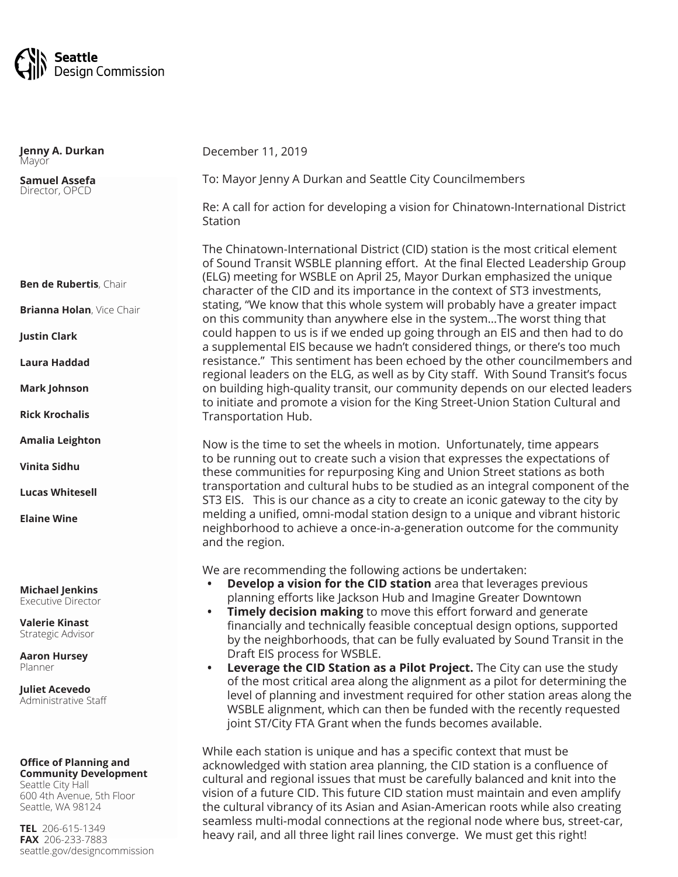**Seattle Design Commission**

**Jenny A. Durkan**
Mayor

**Samuel Assefa**
Director, OPCD

**Ben de Rubertis**, Chair

**Brianna Holan**, Vice Chair

**Justin Clark**

**Laura Haddad**

**Mark Johnson**

**Rick Krochalis**

**Amalia Leighton**

**Vinita Sidhu**

**Lucas Whitesell**

**Elaine Wine**

**Michael Jenkins**
Executive Director

**Valerie Kinast**
Strategic Advisor

**Aaron Hursey**
Planner

**Juliet Acevedo**
Administrative Staff

**Office of Planning and Community Development**
Seattle City Hall
600 4th Avenue, 5th Floor
Seattle, WA 98124

**TEL** 206-615-1349
**FAX** 206-233-7883
seattle.gov/designcommission

December 11, 2019

To: Mayor Jenny A Durkan and Seattle City Councilmembers

Re: A call for action for developing a vision for Chinatown-International District Station

The Chinatown-International District (CID) station is the most critical element of Sound Transit WSBLE planning effort. At the final Elected Leadership Group (ELG) meeting for WSBLE on April 25, Mayor Durkan emphasized the unique character of the CID and its importance in the context of ST3 investments, stating, "We know that this whole system will probably have a greater impact on this community than anywhere else in the system…The worst thing that could happen to us is if we ended up going through an EIS and then had to do a supplemental EIS because we hadn't considered things, or there's too much resistance." This sentiment has been echoed by the other councilmembers and regional leaders on the ELG, as well as by City staff. With Sound Transit's focus on building high-quality transit, our community depends on our elected leaders to initiate and promote a vision for the King Street-Union Station Cultural and Transportation Hub.

Now is the time to set the wheels in motion. Unfortunately, time appears to be running out to create such a vision that expresses the expectations of these communities for repurposing King and Union Street stations as both transportation and cultural hubs to be studied as an integral component of the ST3 EIS. This is our chance as a city to create an iconic gateway to the city by melding a unified, omni-modal station design to a unique and vibrant historic neighborhood to achieve a once-in-a-generation outcome for the community and the region.

We are recommending the following actions be undertaken:

- **Develop a vision for the CID station** area that leverages previous planning efforts like Jackson Hub and Imagine Greater Downtown
- **Timely decision making** to move this effort forward and generate financially and technically feasible conceptual design options, supported by the neighborhoods, that can be fully evaluated by Sound Transit in the Draft EIS process for WSBLE.
- **Leverage the CID Station as a Pilot Project.** The City can use the study of the most critical area along the alignment as a pilot for determining the level of planning and investment required for other station areas along the WSBLE alignment, which can then be funded with the recently requested joint ST/City FTA Grant when the funds becomes available.

While each station is unique and has a specific context that must be acknowledged with station area planning, the CID station is a confluence of cultural and regional issues that must be carefully balanced and knit into the vision of a future CID. This future CID station must maintain and even amplify the cultural vibrancy of its Asian and Asian-American roots while also creating seamless multi-modal connections at the regional node where bus, street-car, heavy rail, and all three light rail lines converge. We must get this right!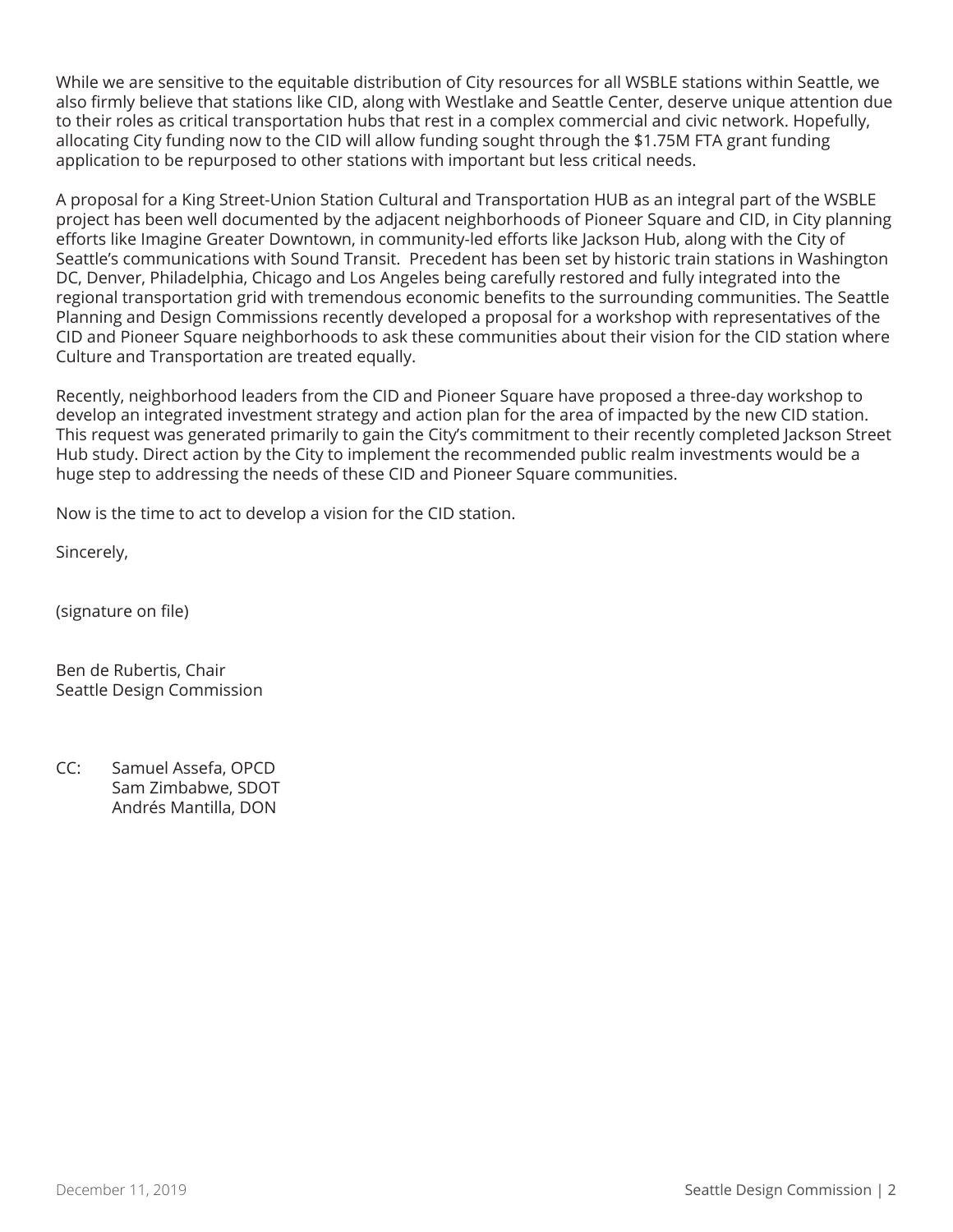While we are sensitive to the equitable distribution of City resources for all WSBLE stations within Seattle, we also firmly believe that stations like CID, along with Westlake and Seattle Center, deserve unique attention due to their roles as critical transportation hubs that rest in a complex commercial and civic network. Hopefully, allocating City funding now to the CID will allow funding sought through the $1.75M FTA grant funding application to be repurposed to other stations with important but less critical needs.

A proposal for a King Street-Union Station Cultural and Transportation HUB as an integral part of the WSBLE project has been well documented by the adjacent neighborhoods of Pioneer Square and CID, in City planning efforts like Imagine Greater Downtown, in community-led efforts like Jackson Hub, along with the City of Seattle's communications with Sound Transit. Precedent has been set by historic train stations in Washington DC, Denver, Philadelphia, Chicago and Los Angeles being carefully restored and fully integrated into the regional transportation grid with tremendous economic benefits to the surrounding communities. The Seattle Planning and Design Commissions recently developed a proposal for a workshop with representatives of the CID and Pioneer Square neighborhoods to ask these communities about their vision for the CID station where Culture and Transportation are treated equally.

Recently, neighborhood leaders from the CID and Pioneer Square have proposed a three-day workshop to develop an integrated investment strategy and action plan for the area of impacted by the new CID station. This request was generated primarily to gain the City's commitment to their recently completed Jackson Street Hub study. Direct action by the City to implement the recommended public realm investments would be a huge step to addressing the needs of these CID and Pioneer Square communities.

Now is the time to act to develop a vision for the CID station.

Sincerely,

(signature on file)

Ben de Rubertis, Chair
Seattle Design Commission

CC: Samuel Assefa, OPCD
Sam Zimbabwe, SDOT
Andrés Mantilla, DON